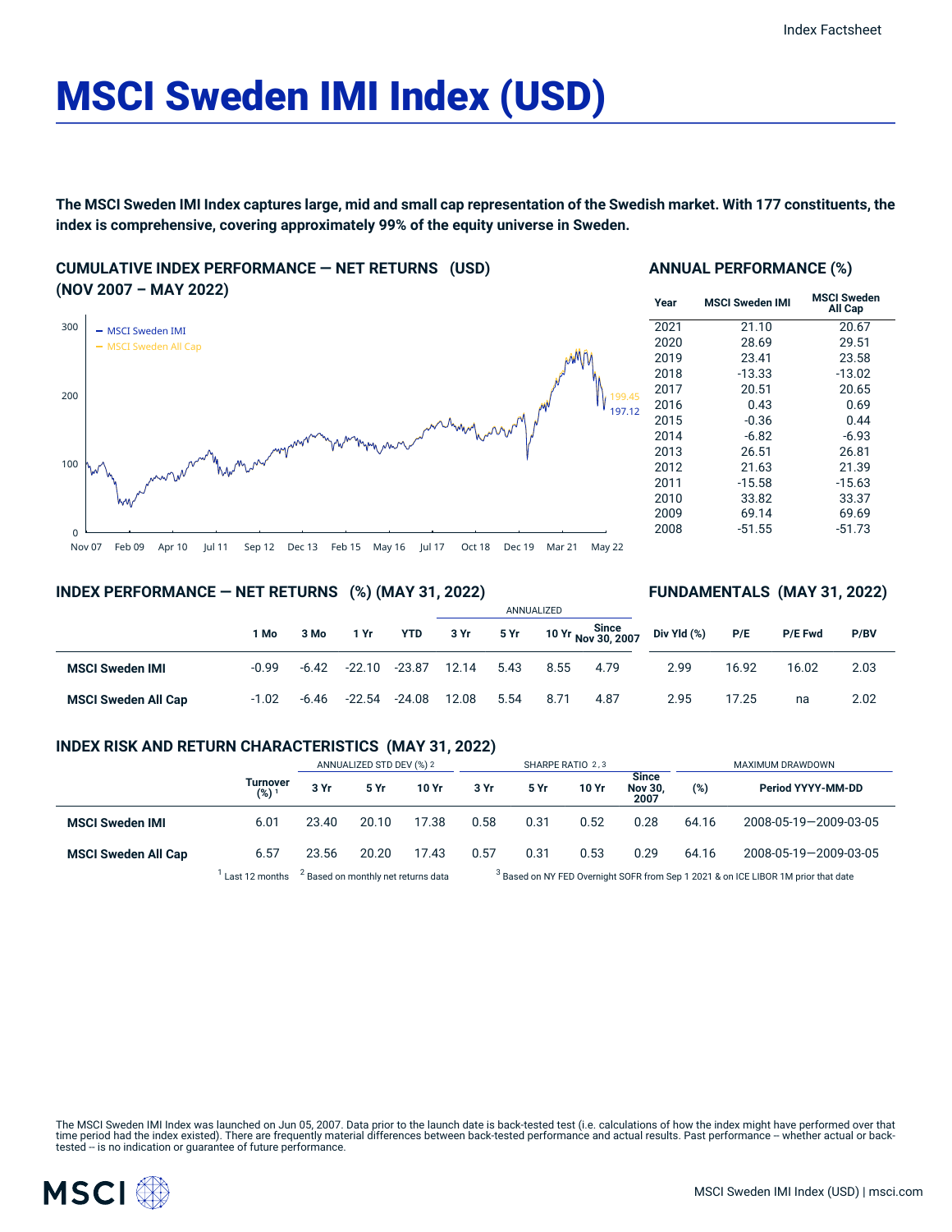# MSCI Sweden IMI Index (USD)

**The MSCI Sweden IMI Index captures large, mid and small cap representation of the Swedish market. With 177 constituents, the index is comprehensive, covering approximately 99% of the equity universe in Sweden.**

## CUMULATIVE INDEX PERFORMANCE — NET RETURNS (USD) (NOV 2007 – MAY 2022)

- MSCI Sweden IMI: 197.12
- MSCI Sweden All Cap: 199.45

## ANNUAL PERFORMANCE (%)

| Year | MSCI Sweden IMI | MSCI Sweden All Cap |
|---|---|---|
| 2021 | 21.10 | 20.67 |
| 2020 | 28.69 | 29.51 |
| 2019 | 23.41 | 23.58 |
| 2018 | -13.33 | -13.02 |
| 2017 | 20.51 | 20.65 |
| 2016 | 0.43 | 0.69 |
| 2015 | -0.36 | 0.44 |
| 2014 | -6.82 | -6.93 |
| 2013 | 26.51 | 26.81 |
| 2012 | 21.63 | 21.39 |
| 2011 | -15.58 | -15.63 |
| 2010 | 33.82 | 33.37 |
| 2009 | 69.14 | 69.69 |
| 2008 | -51.55 | -51.73 |

## INDEX PERFORMANCE — NET RETURNS (%) (MAY 31, 2022)

| | | | | | ANNUALIZED | | | |
|---|---|---|---|---|---|---|---|---|
| | 1 Mo | 3 Mo | 1 Yr | YTD | 3 Yr | 5 Yr | 10 Yr | Since Nov 30, 2007 |
| **MSCI Sweden IMI** | -0.99 | -6.42 | -22.10 | -23.87 | 12.14 | 5.43 | 8.55 | 4.79 |
| **MSCI Sweden All Cap** | -1.02 | -6.46 | -22.54 | -24.08 | 12.08 | 5.54 | 8.71 | 4.87 |

## FUNDAMENTALS (MAY 31, 2022)

| | Div Yld (%) | P/E | P/E Fwd | P/BV |
|---|---|---|---|---|
| **MSCI Sweden IMI** | 2.99 | 16.92 | 16.02 | 2.03 |
| **MSCI Sweden All Cap** | 2.95 | 17.25 | na | 2.02 |

## INDEX RISK AND RETURN CHARACTERISTICS (MAY 31, 2022)

| | | ANNUALIZED STD DEV (%) [2] | | | SHARPE RATIO [2,3] | | | | MAXIMUM DRAWDOWN | |
|---|---|---|---|---|---|---|---|---|---|---|
| | Turnover (%) [1] | 3 Yr | 5 Yr | 10 Yr | 3 Yr | 5 Yr | 10 Yr | Since Nov 30, 2007 | (%) | Period YYYY-MM-DD |
| **MSCI Sweden IMI** | 6.01 | 23.40 | 20.10 | 17.38 | 0.58 | 0.31 | 0.52 | 0.28 | 64.16 | 2008-05-19—2009-03-05 |
| **MSCI Sweden All Cap** | 6.57 | 23.56 | 20.20 | 17.43 | 0.57 | 0.31 | 0.53 | 0.29 | 64.16 | 2008-05-19—2009-03-05 |

[1] Last 12 months [2] Based on monthly net returns data [3] Based on NY FED Overnight SOFR from Sep 1 2021 & on ICE LIBOR 1M prior that date

The MSCI Sweden IMI Index was launched on Jun 05, 2007. Data prior to the launch date is back-tested test (i.e. calculations of how the index might have performed over that time period had the index existed). There are frequently material differences between back-tested performance and actual results. Past performance -- whether actual or back-tested -- is no indication or guarantee of future performance.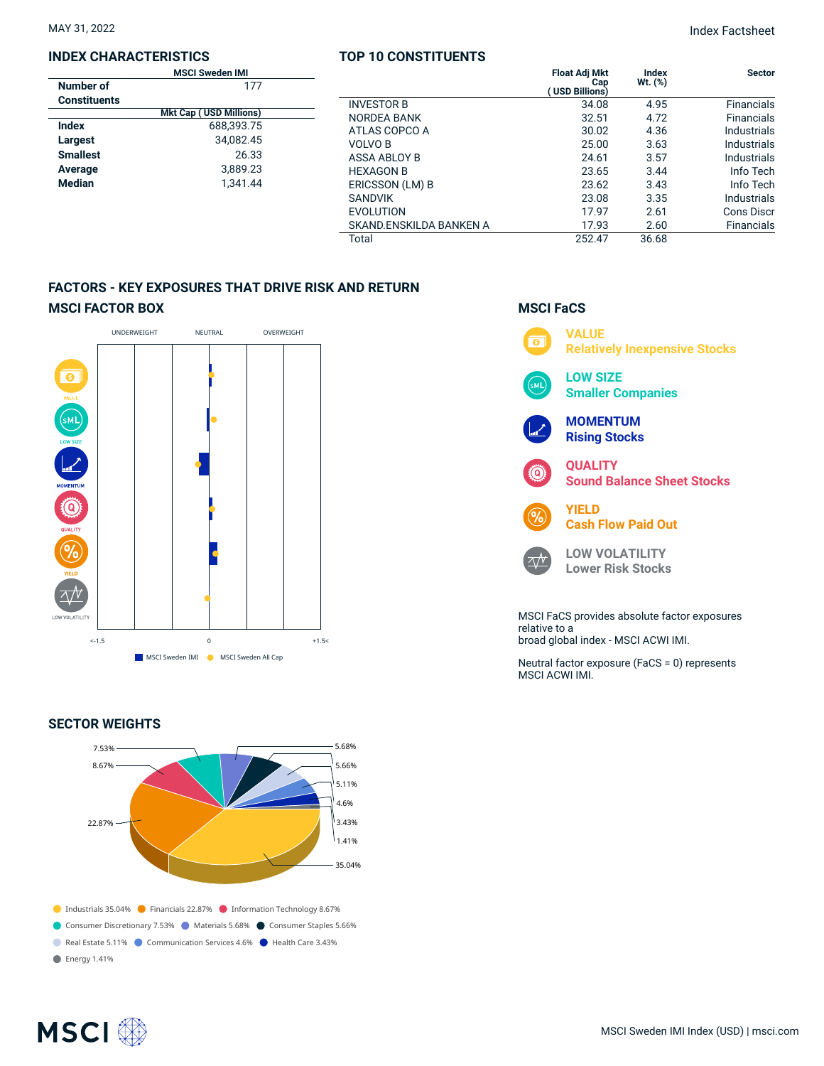MAY 31, 2022

Index Factsheet

## INDEX CHARACTERISTICS

| | MSCI Sweden IMI |
|---|---|
| Number of Constituents | 177 |
| | Mkt Cap ( USD Millions) |
| Index | 688,393.75 |
| Largest | 34,082.45 |
| Smallest | 26.33 |
| Average | 3,889.23 |
| Median | 1,341.44 |

## TOP 10 CONSTITUENTS

| | Float Adj Mkt Cap ( USD Billions) | Index Wt. (%) | Sector |
|---|---|---|---|
| INVESTOR B | 34.08 | 4.95 | Financials |
| NORDEA BANK | 32.51 | 4.72 | Financials |
| ATLAS COPCO A | 30.02 | 4.36 | Industrials |
| VOLVO B | 25.00 | 3.63 | Industrials |
| ASSA ABLOY B | 24.61 | 3.57 | Industrials |
| HEXAGON B | 23.65 | 3.44 | Info Tech |
| ERICSSON (LM) B | 23.62 | 3.43 | Info Tech |
| SANDVIK | 23.08 | 3.35 | Industrials |
| EVOLUTION | 17.97 | 2.61 | Cons Discr |
| SKAND.ENSKILDA BANKEN A | 17.93 | 2.60 | Financials |
| Total | 252.47 | 36.68 | |

## FACTORS - KEY EXPOSURES THAT DRIVE RISK AND RETURN

### MSCI FACTOR BOX

UNDERWEIGHT | NEUTRAL | OVERWEIGHT

VALUE, LOW SIZE, MOMENTUM, QUALITY, YIELD, LOW VOLATILITY

<-1.5 | 0 | +1.5<

MSCI Sweden IMI | MSCI Sweden All Cap

### MSCI FaCS

**VALUE** – Relatively Inexpensive Stocks

**LOW SIZE** – Smaller Companies

**MOMENTUM** – Rising Stocks

**QUALITY** – Sound Balance Sheet Stocks

**YIELD** – Cash Flow Paid Out

**LOW VOLATILITY** – Lower Risk Stocks

MSCI FaCS provides absolute factor exposures relative to a broad global index - MSCI ACWI IMI.

Neutral factor exposure (FaCS = 0) represents MSCI ACWI IMI.

## SECTOR WEIGHTS

- Industrials 35.04%
- Financials 22.87%
- Information Technology 8.67%
- Consumer Discretionary 7.53%
- Materials 5.68%
- Consumer Staples 5.66%
- Real Estate 5.11%
- Communication Services 4.6%
- Health Care 3.43%
- Energy 1.41%

MSCI Sweden IMI Index (USD) | msci.com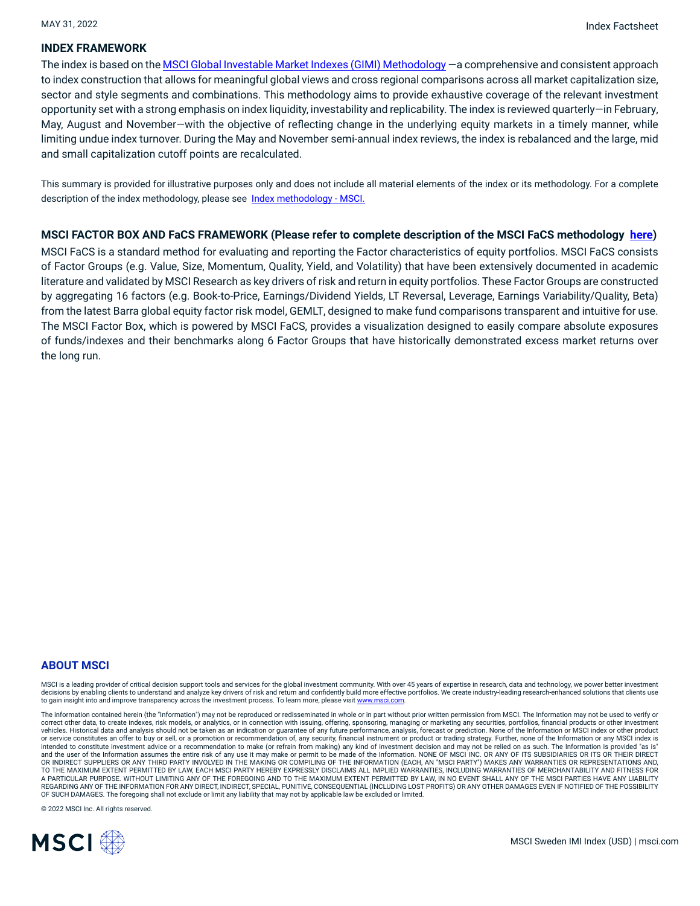## INDEX FRAMEWORK

The index is based on the MSCI Global Investable Market Indexes (GIMI) Methodology —a comprehensive and consistent approach to index construction that allows for meaningful global views and cross regional comparisons across all market capitalization size, sector and style segments and combinations. This methodology aims to provide exhaustive coverage of the relevant investment opportunity set with a strong emphasis on index liquidity, investability and replicability. The index is reviewed quarterly—in February, May, August and November—with the objective of reflecting change in the underlying equity markets in a timely manner, while limiting undue index turnover. During the May and November semi-annual index reviews, the index is rebalanced and the large, mid and small capitalization cutoff points are recalculated.

This summary is provided for illustrative purposes only and does not include all material elements of the index or its methodology. For a complete description of the index methodology, please see Index methodology - MSCI.

## MSCI FACTOR BOX AND FaCS FRAMEWORK (Please refer to complete description of the MSCI FaCS methodology here)

MSCI FaCS is a standard method for evaluating and reporting the Factor characteristics of equity portfolios. MSCI FaCS consists of Factor Groups (e.g. Value, Size, Momentum, Quality, Yield, and Volatility) that have been extensively documented in academic literature and validated by MSCI Research as key drivers of risk and return in equity portfolios. These Factor Groups are constructed by aggregating 16 factors (e.g. Book-to-Price, Earnings/Dividend Yields, LT Reversal, Leverage, Earnings Variability/Quality, Beta) from the latest Barra global equity factor risk model, GEMLT, designed to make fund comparisons transparent and intuitive for use. The MSCI Factor Box, which is powered by MSCI FaCS, provides a visualization designed to easily compare absolute exposures of funds/indexes and their benchmarks along 6 Factor Groups that have historically demonstrated excess market returns over the long run.

## ABOUT MSCI

MSCI is a leading provider of critical decision support tools and services for the global investment community. With over 45 years of expertise in research, data and technology, we power better investment decisions by enabling clients to understand and analyze key drivers of risk and return and confidently build more effective portfolios. We create industry-leading research-enhanced solutions that clients use to gain insight into and improve transparency across the investment process. To learn more, please visit www.msci.com.

The information contained herein (the "Information") may not be reproduced or redisseminated in whole or in part without prior written permission from MSCI. The Information may not be used to verify or correct other data, to create indexes, risk models, or analytics, or in connection with issuing, offering, sponsoring, managing or marketing any securities, portfolios, financial products or other investment vehicles. Historical data and analysis should not be taken as an indication or guarantee of any future performance, analysis, forecast or prediction. None of the Information or MSCI index or other product or service constitutes an offer to buy or sell, or a promotion or recommendation of, any security, financial instrument or product or trading strategy. Further, none of the Information or any MSCI index is intended to constitute investment advice or a recommendation to make (or refrain from making) any kind of investment decision and may not be relied on as such. The Information is provided "as is" and the user of the Information assumes the entire risk of any use it may make or permit to be made of the Information. NONE OF MSCI INC. OR ANY OF ITS SUBSIDIARIES OR ITS OR THEIR DIRECT OR INDIRECT SUPPLIERS OR ANY THIRD PARTY INVOLVED IN THE MAKING OR COMPILING OF THE INFORMATION (EACH, AN "MSCI PARTY") MAKES ANY WARRANTIES OR REPRESENTATIONS AND, TO THE MAXIMUM EXTENT PERMITTED BY LAW, EACH MSCI PARTY HEREBY EXPRESSLY DISCLAIMS ALL IMPLIED WARRANTIES, INCLUDING WARRANTIES OF MERCHANTABILITY AND FITNESS FOR A PARTICULAR PURPOSE. WITHOUT LIMITING ANY OF THE FOREGOING AND TO THE MAXIMUM EXTENT PERMITTED BY LAW, IN NO EVENT SHALL ANY OF THE MSCI PARTIES HAVE ANY LIABILITY REGARDING ANY OF THE INFORMATION FOR ANY DIRECT, INDIRECT, SPECIAL, PUNITIVE, CONSEQUENTIAL (INCLUDING LOST PROFITS) OR ANY OTHER DAMAGES EVEN IF NOTIFIED OF THE POSSIBILITY OF SUCH DAMAGES. The foregoing shall not exclude or limit any liability that may not by applicable law be excluded or limited.

© 2022 MSCI Inc. All rights reserved.